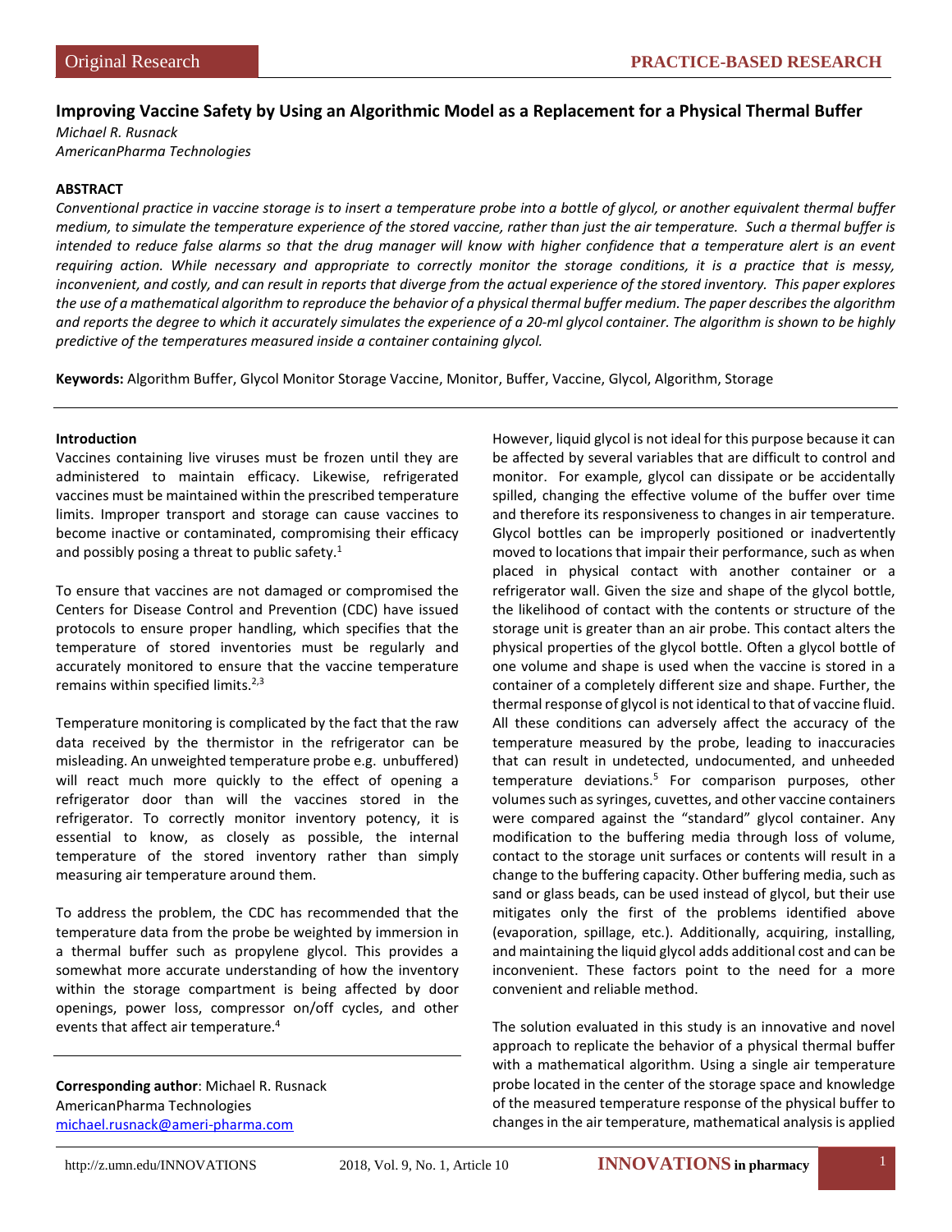Original Research

PRACTICE-BASED RESEARCH

# Improving Vaccine Safety by Using an Algorithmic Model as a Replacement for a Physical Thermal Buffer

*Michael R. Rusnack*
*AmericanPharma Technologies*

## ABSTRACT

*Conventional practice in vaccine storage is to insert a temperature probe into a bottle of glycol, or another equivalent thermal buffer medium, to simulate the temperature experience of the stored vaccine, rather than just the air temperature. Such a thermal buffer is intended to reduce false alarms so that the drug manager will know with higher confidence that a temperature alert is an event requiring action. While necessary and appropriate to correctly monitor the storage conditions, it is a practice that is messy, inconvenient, and costly, and can result in reports that diverge from the actual experience of the stored inventory. This paper explores the use of a mathematical algorithm to reproduce the behavior of a physical thermal buffer medium. The paper describes the algorithm and reports the degree to which it accurately simulates the experience of a 20-ml glycol container. The algorithm is shown to be highly predictive of the temperatures measured inside a container containing glycol.*

**Keywords:** Algorithm Buffer, Glycol Monitor Storage Vaccine, Monitor, Buffer, Vaccine, Glycol, Algorithm, Storage

## Introduction

Vaccines containing live viruses must be frozen until they are administered to maintain efficacy. Likewise, refrigerated vaccines must be maintained within the prescribed temperature limits. Improper transport and storage can cause vaccines to become inactive or contaminated, compromising their efficacy and possibly posing a threat to public safety.[1]

To ensure that vaccines are not damaged or compromised the Centers for Disease Control and Prevention (CDC) have issued protocols to ensure proper handling, which specifies that the temperature of stored inventories must be regularly and accurately monitored to ensure that the vaccine temperature remains within specified limits.[2,3]

Temperature monitoring is complicated by the fact that the raw data received by the thermistor in the refrigerator can be misleading. An unweighted temperature probe e.g. unbuffered) will react much more quickly to the effect of opening a refrigerator door than will the vaccines stored in the refrigerator. To correctly monitor inventory potency, it is essential to know, as closely as possible, the internal temperature of the stored inventory rather than simply measuring air temperature around them.

To address the problem, the CDC has recommended that the temperature data from the probe be weighted by immersion in a thermal buffer such as propylene glycol. This provides a somewhat more accurate understanding of how the inventory within the storage compartment is being affected by door openings, power loss, compressor on/off cycles, and other events that affect air temperature.[4]

However, liquid glycol is not ideal for this purpose because it can be affected by several variables that are difficult to control and monitor. For example, glycol can dissipate or be accidentally spilled, changing the effective volume of the buffer over time and therefore its responsiveness to changes in air temperature. Glycol bottles can be improperly positioned or inadvertently moved to locations that impair their performance, such as when placed in physical contact with another container or a refrigerator wall. Given the size and shape of the glycol bottle, the likelihood of contact with the contents or structure of the storage unit is greater than an air probe. This contact alters the physical properties of the glycol bottle. Often a glycol bottle of one volume and shape is used when the vaccine is stored in a container of a completely different size and shape. Further, the thermal response of glycol is not identical to that of vaccine fluid. All these conditions can adversely affect the accuracy of the temperature measured by the probe, leading to inaccuracies that can result in undetected, undocumented, and unheeded temperature deviations.[5] For comparison purposes, other volumes such as syringes, cuvettes, and other vaccine containers were compared against the "standard" glycol container. Any modification to the buffering media through loss of volume, contact to the storage unit surfaces or contents will result in a change to the buffering capacity. Other buffering media, such as sand or glass beads, can be used instead of glycol, but their use mitigates only the first of the problems identified above (evaporation, spillage, etc.). Additionally, acquiring, installing, and maintaining the liquid glycol adds additional cost and can be inconvenient. These factors point to the need for a more convenient and reliable method.

The solution evaluated in this study is an innovative and novel approach to replicate the behavior of a physical thermal buffer with a mathematical algorithm. Using a single air temperature probe located in the center of the storage space and knowledge of the measured temperature response of the physical buffer to changes in the air temperature, mathematical analysis is applied

**Corresponding author**: Michael R. Rusnack
AmericanPharma Technologies
michael.rusnack@ameri-pharma.com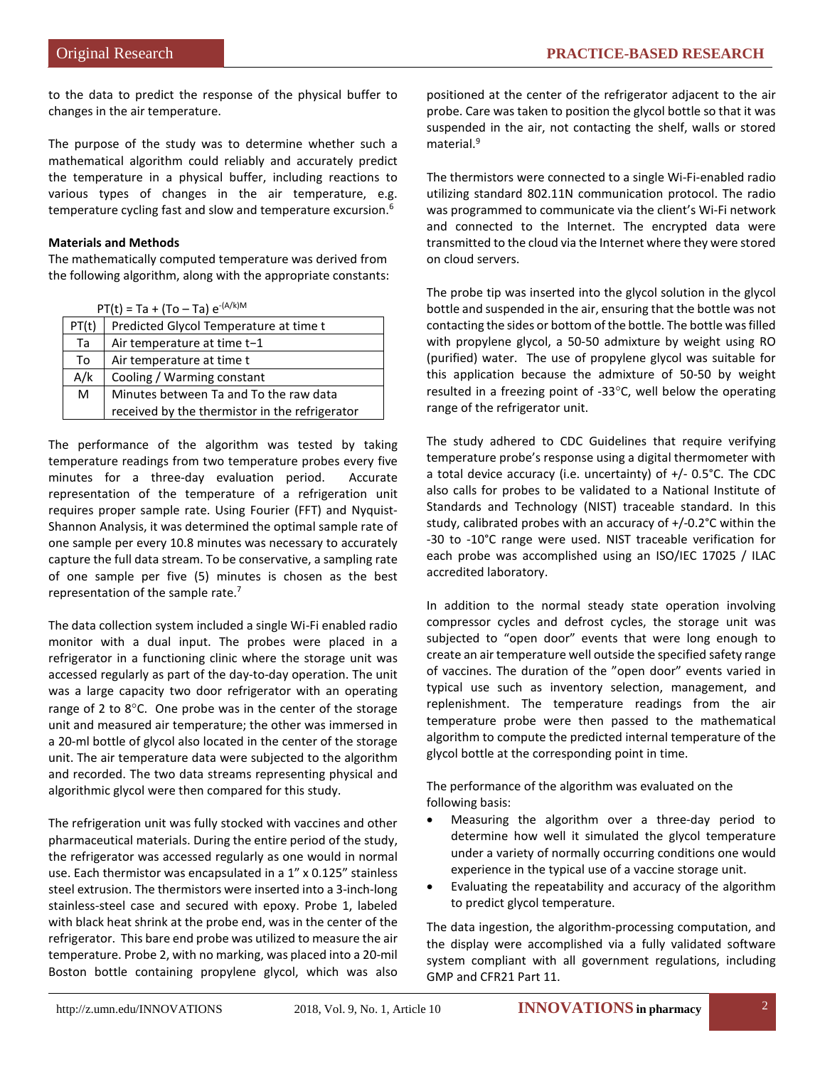to the data to predict the response of the physical buffer to changes in the air temperature.

The purpose of the study was to determine whether such a mathematical algorithm could reliably and accurately predict the temperature in a physical buffer, including reactions to various types of changes in the air temperature, e.g. temperature cycling fast and slow and temperature excursion.[6]

**Materials and Methods**

The mathematically computed temperature was derived from the following algorithm, along with the appropriate constants:

$$PT(t) = Ta + (To - Ta)\, e^{-(A/k)M}$$

| PT(t) | Predicted Glycol Temperature at time t |
|---|---|
| Ta | Air temperature at time t−1 |
| To | Air temperature at time t |
| A/k | Cooling / Warming constant |
| M | Minutes between Ta and To the raw data received by the thermistor in the refrigerator |

The performance of the algorithm was tested by taking temperature readings from two temperature probes every five minutes for a three-day evaluation period. Accurate representation of the temperature of a refrigeration unit requires proper sample rate. Using Fourier (FFT) and Nyquist-Shannon Analysis, it was determined the optimal sample rate of one sample per every 10.8 minutes was necessary to accurately capture the full data stream. To be conservative, a sampling rate of one sample per five (5) minutes is chosen as the best representation of the sample rate.[7]

The data collection system included a single Wi-Fi enabled radio monitor with a dual input. The probes were placed in a refrigerator in a functioning clinic where the storage unit was accessed regularly as part of the day-to-day operation. The unit was a large capacity two door refrigerator with an operating range of 2 to 8°C. One probe was in the center of the storage unit and measured air temperature; the other was immersed in a 20-ml bottle of glycol also located in the center of the storage unit. The air temperature data were subjected to the algorithm and recorded. The two data streams representing physical and algorithmic glycol were then compared for this study.

The refrigeration unit was fully stocked with vaccines and other pharmaceutical materials. During the entire period of the study, the refrigerator was accessed regularly as one would in normal use. Each thermistor was encapsulated in a 1" x 0.125" stainless steel extrusion. The thermistors were inserted into a 3-inch-long stainless-steel case and secured with epoxy. Probe 1, labeled with black heat shrink at the probe end, was in the center of the refrigerator. This bare end probe was utilized to measure the air temperature. Probe 2, with no marking, was placed into a 20-mil Boston bottle containing propylene glycol, which was also positioned at the center of the refrigerator adjacent to the air probe. Care was taken to position the glycol bottle so that it was suspended in the air, not contacting the shelf, walls or stored material.[9]

The thermistors were connected to a single Wi-Fi-enabled radio utilizing standard 802.11N communication protocol. The radio was programmed to communicate via the client's Wi-Fi network and connected to the Internet. The encrypted data were transmitted to the cloud via the Internet where they were stored on cloud servers.

The probe tip was inserted into the glycol solution in the glycol bottle and suspended in the air, ensuring that the bottle was not contacting the sides or bottom of the bottle. The bottle was filled with propylene glycol, a 50-50 admixture by weight using RO (purified) water. The use of propylene glycol was suitable for this application because the admixture of 50-50 by weight resulted in a freezing point of -33°C, well below the operating range of the refrigerator unit.

The study adhered to CDC Guidelines that require verifying temperature probe's response using a digital thermometer with a total device accuracy (i.e. uncertainty) of +/- 0.5°C. The CDC also calls for probes to be validated to a National Institute of Standards and Technology (NIST) traceable standard. In this study, calibrated probes with an accuracy of +/-0.2°C within the -30 to -10°C range were used. NIST traceable verification for each probe was accomplished using an ISO/IEC 17025 / ILAC accredited laboratory.

In addition to the normal steady state operation involving compressor cycles and defrost cycles, the storage unit was subjected to "open door" events that were long enough to create an air temperature well outside the specified safety range of vaccines. The duration of the "open door" events varied in typical use such as inventory selection, management, and replenishment. The temperature readings from the air temperature probe were then passed to the mathematical algorithm to compute the predicted internal temperature of the glycol bottle at the corresponding point in time.

The performance of the algorithm was evaluated on the following basis:

- Measuring the algorithm over a three-day period to determine how well it simulated the glycol temperature under a variety of normally occurring conditions one would experience in the typical use of a vaccine storage unit.
- Evaluating the repeatability and accuracy of the algorithm to predict glycol temperature.

The data ingestion, the algorithm-processing computation, and the display were accomplished via a fully validated software system compliant with all government regulations, including GMP and CFR21 Part 11.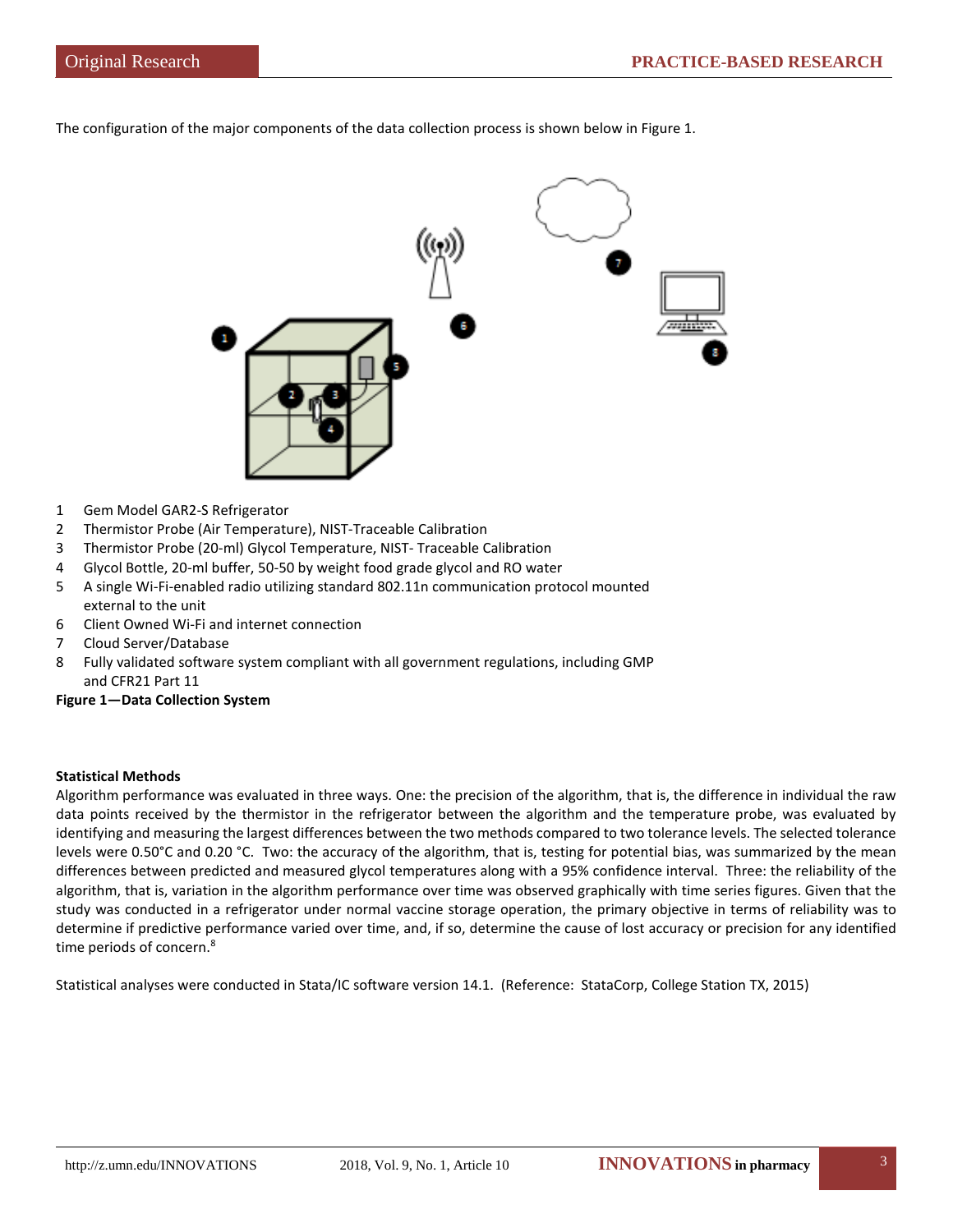The configuration of the major components of the data collection process is shown below in Figure 1.

1. Gem Model GAR2-S Refrigerator
2. Thermistor Probe (Air Temperature), NIST-Traceable Calibration
3. Thermistor Probe (20-ml) Glycol Temperature, NIST- Traceable Calibration
4. Glycol Bottle, 20-ml buffer, 50-50 by weight food grade glycol and RO water
5. A single Wi-Fi-enabled radio utilizing standard 802.11n communication protocol mounted external to the unit
6. Client Owned Wi-Fi and internet connection
7. Cloud Server/Database
8. Fully validated software system compliant with all government regulations, including GMP and CFR21 Part 11

**Figure 1—Data Collection System**

**Statistical Methods**

Algorithm performance was evaluated in three ways. One: the precision of the algorithm, that is, the difference in individual the raw data points received by the thermistor in the refrigerator between the algorithm and the temperature probe, was evaluated by identifying and measuring the largest differences between the two methods compared to two tolerance levels. The selected tolerance levels were 0.50°C and 0.20 °C. Two: the accuracy of the algorithm, that is, testing for potential bias, was summarized by the mean differences between predicted and measured glycol temperatures along with a 95% confidence interval. Three: the reliability of the algorithm, that is, variation in the algorithm performance over time was observed graphically with time series figures. Given that the study was conducted in a refrigerator under normal vaccine storage operation, the primary objective in terms of reliability was to determine if predictive performance varied over time, and, if so, determine the cause of lost accuracy or precision for any identified time periods of concern.[8]

Statistical analyses were conducted in Stata/IC software version 14.1. (Reference: StataCorp, College Station TX, 2015)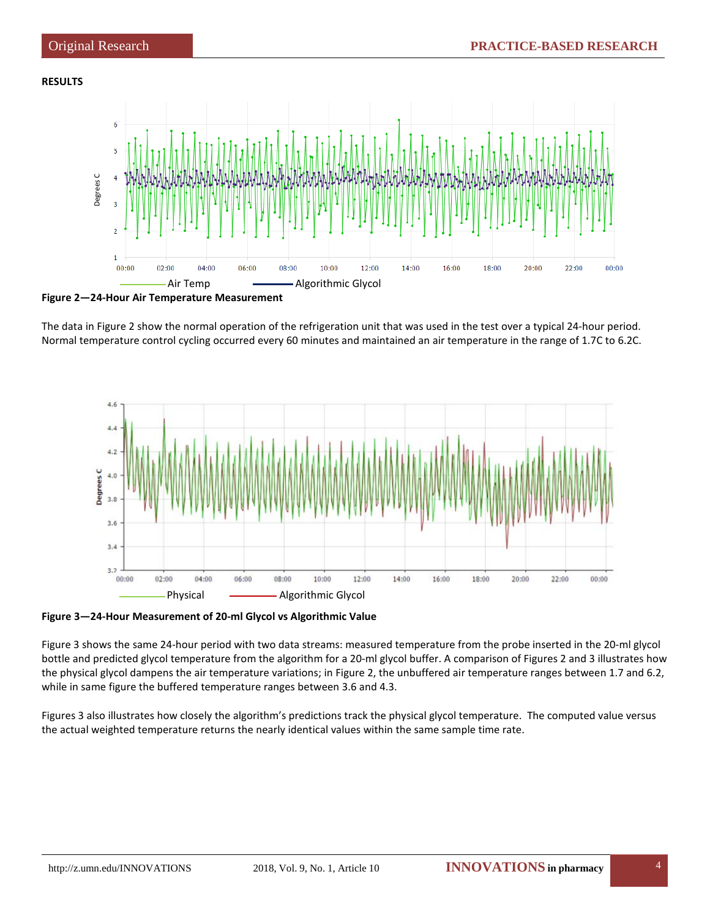**RESULTS**

**Figure 2—24-Hour Air Temperature Measurement**

The data in Figure 2 show the normal operation of the refrigeration unit that was used in the test over a typical 24-hour period. Normal temperature control cycling occurred every 60 minutes and maintained an air temperature in the range of 1.7C to 6.2C.

**Figure 3—24-Hour Measurement of 20-ml Glycol vs Algorithmic Value**

Figure 3 shows the same 24-hour period with two data streams: measured temperature from the probe inserted in the 20-ml glycol bottle and predicted glycol temperature from the algorithm for a 20-ml glycol buffer. A comparison of Figures 2 and 3 illustrates how the physical glycol dampens the air temperature variations; in Figure 2, the unbuffered air temperature ranges between 1.7 and 6.2, while in same figure the buffered temperature ranges between 3.6 and 4.3.

Figures 3 also illustrates how closely the algorithm's predictions track the physical glycol temperature. The computed value versus the actual weighted temperature returns the nearly identical values within the same sample time rate.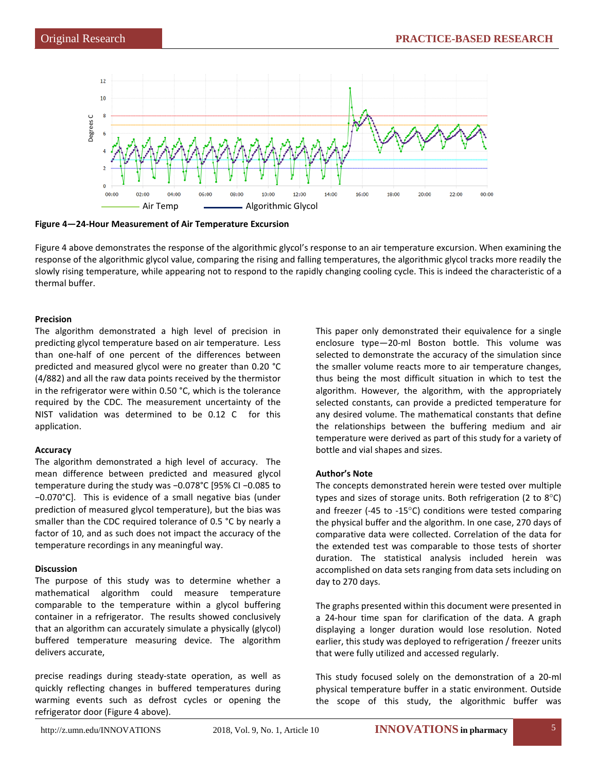**Figure 4—24-Hour Measurement of Air Temperature Excursion**

Figure 4 above demonstrates the response of the algorithmic glycol's response to an air temperature excursion. When examining the response of the algorithmic glycol value, comparing the rising and falling temperatures, the algorithmic glycol tracks more readily the slowly rising temperature, while appearing not to respond to the rapidly changing cooling cycle. This is indeed the characteristic of a thermal buffer.

**Precision**

The algorithm demonstrated a high level of precision in predicting glycol temperature based on air temperature. Less than one-half of one percent of the differences between predicted and measured glycol were no greater than 0.20 °C (4/882) and all the raw data points received by the thermistor in the refrigerator were within 0.50 °C, which is the tolerance required by the CDC. The measurement uncertainty of the NIST validation was determined to be 0.12 C for this application.

**Accuracy**

The algorithm demonstrated a high level of accuracy. The mean difference between predicted and measured glycol temperature during the study was −0.078°C [95% CI −0.085 to −0.070°C]. This is evidence of a small negative bias (under prediction of measured glycol temperature), but the bias was smaller than the CDC required tolerance of 0.5 °C by nearly a factor of 10, and as such does not impact the accuracy of the temperature recordings in any meaningful way.

**Discussion**

The purpose of this study was to determine whether a mathematical algorithm could measure temperature comparable to the temperature within a glycol buffering container in a refrigerator. The results showed conclusively that an algorithm can accurately simulate a physically (glycol) buffered temperature measuring device. The algorithm delivers accurate,

precise readings during steady-state operation, as well as quickly reflecting changes in buffered temperatures during warming events such as defrost cycles or opening the refrigerator door (Figure 4 above).

This paper only demonstrated their equivalence for a single enclosure type—20-ml Boston bottle. This volume was selected to demonstrate the accuracy of the simulation since the smaller volume reacts more to air temperature changes, thus being the most difficult situation in which to test the algorithm. However, the algorithm, with the appropriately selected constants, can provide a predicted temperature for any desired volume. The mathematical constants that define the relationships between the buffering medium and air temperature were derived as part of this study for a variety of bottle and vial shapes and sizes.

**Author's Note**

The concepts demonstrated herein were tested over multiple types and sizes of storage units. Both refrigeration (2 to 8°C) and freezer (-45 to -15°C) conditions were tested comparing the physical buffer and the algorithm. In one case, 270 days of comparative data were collected. Correlation of the data for the extended test was comparable to those tests of shorter duration. The statistical analysis included herein was accomplished on data sets ranging from data sets including on day to 270 days.

The graphs presented within this document were presented in a 24-hour time span for clarification of the data. A graph displaying a longer duration would lose resolution. Noted earlier, this study was deployed to refrigeration / freezer units that were fully utilized and accessed regularly.

This study focused solely on the demonstration of a 20-ml physical temperature buffer in a static environment. Outside the scope of this study, the algorithmic buffer was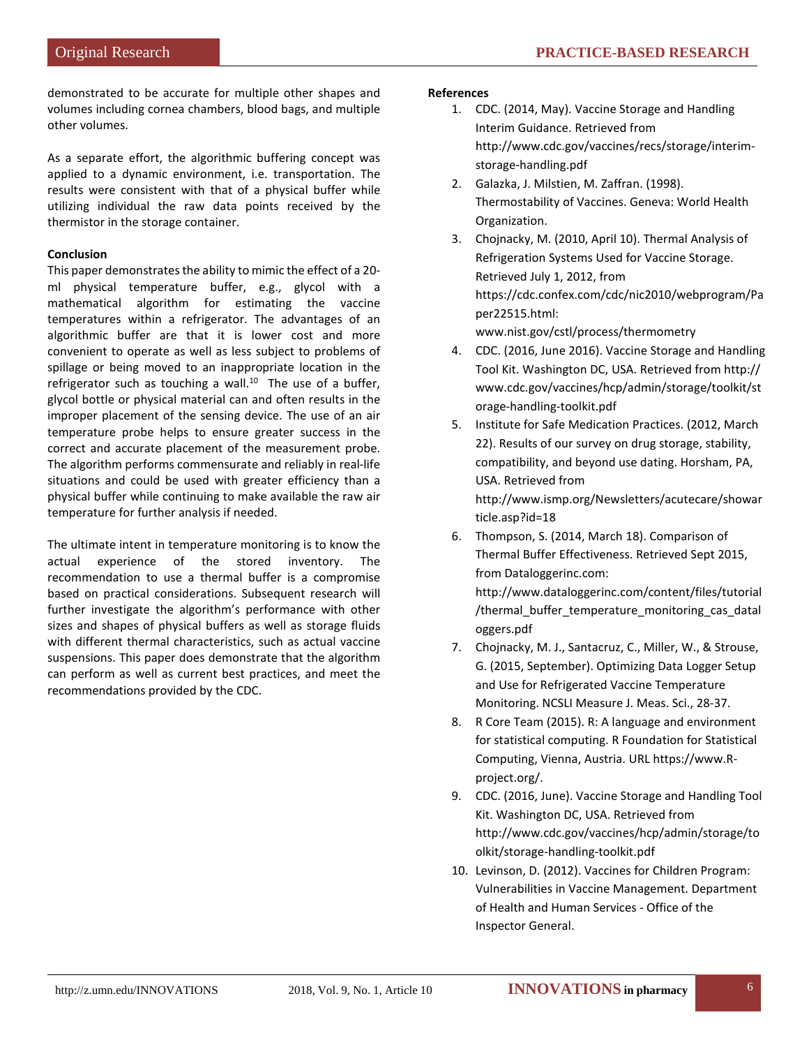demonstrated to be accurate for multiple other shapes and volumes including cornea chambers, blood bags, and multiple other volumes.

As a separate effort, the algorithmic buffering concept was applied to a dynamic environment, i.e. transportation. The results were consistent with that of a physical buffer while utilizing individual the raw data points received by the thermistor in the storage container.

## Conclusion

This paper demonstrates the ability to mimic the effect of a 20-ml physical temperature buffer, e.g., glycol with a mathematical algorithm for estimating the vaccine temperatures within a refrigerator. The advantages of an algorithmic buffer are that it is lower cost and more convenient to operate as well as less subject to problems of spillage or being moved to an inappropriate location in the refrigerator such as touching a wall.[10] The use of a buffer, glycol bottle or physical material can and often results in the improper placement of the sensing device. The use of an air temperature probe helps to ensure greater success in the correct and accurate placement of the measurement probe. The algorithm performs commensurate and reliably in real-life situations and could be used with greater efficiency than a physical buffer while continuing to make available the raw air temperature for further analysis if needed.

The ultimate intent in temperature monitoring is to know the actual experience of the stored inventory. The recommendation to use a thermal buffer is a compromise based on practical considerations. Subsequent research will further investigate the algorithm's performance with other sizes and shapes of physical buffers as well as storage fluids with different thermal characteristics, such as actual vaccine suspensions. This paper does demonstrate that the algorithm can perform as well as current best practices, and meet the recommendations provided by the CDC.

## References

1. CDC. (2014, May). Vaccine Storage and Handling Interim Guidance. Retrieved from http://www.cdc.gov/vaccines/recs/storage/interim-storage-handling.pdf
2. Galazka, J. Milstien, M. Zaffran. (1998). Thermostability of Vaccines. Geneva: World Health Organization.
3. Chojnacky, M. (2010, April 10). Thermal Analysis of Refrigeration Systems Used for Vaccine Storage. Retrieved July 1, 2012, from https://cdc.confex.com/cdc/nic2010/webprogram/Paper22515.html: www.nist.gov/cstl/process/thermometry
4. CDC. (2016, June 2016). Vaccine Storage and Handling Tool Kit. Washington DC, USA. Retrieved from http:// www.cdc.gov/vaccines/hcp/admin/storage/toolkit/storage-handling-toolkit.pdf
5. Institute for Safe Medication Practices. (2012, March 22). Results of our survey on drug storage, stability, compatibility, and beyond use dating. Horsham, PA, USA. Retrieved from http://www.ismp.org/Newsletters/acutecare/showarticle.asp?id=18
6. Thompson, S. (2014, March 18). Comparison of Thermal Buffer Effectiveness. Retrieved Sept 2015, from Dataloggerinc.com: http://www.dataloggerinc.com/content/files/tutorial/thermal_buffer_temperature_monitoring_cas_dataloggers.pdf
7. Chojnacky, M. J., Santacruz, C., Miller, W., & Strouse, G. (2015, September). Optimizing Data Logger Setup and Use for Refrigerated Vaccine Temperature Monitoring. NCSLI Measure J. Meas. Sci., 28-37.
8. R Core Team (2015). R: A language and environment for statistical computing. R Foundation for Statistical Computing, Vienna, Austria. URL https://www.R-project.org/.
9. CDC. (2016, June). Vaccine Storage and Handling Tool Kit. Washington DC, USA. Retrieved from http://www.cdc.gov/vaccines/hcp/admin/storage/toolkit/storage-handling-toolkit.pdf
10. Levinson, D. (2012). Vaccines for Children Program: Vulnerabilities in Vaccine Management. Department of Health and Human Services - Office of the Inspector General.